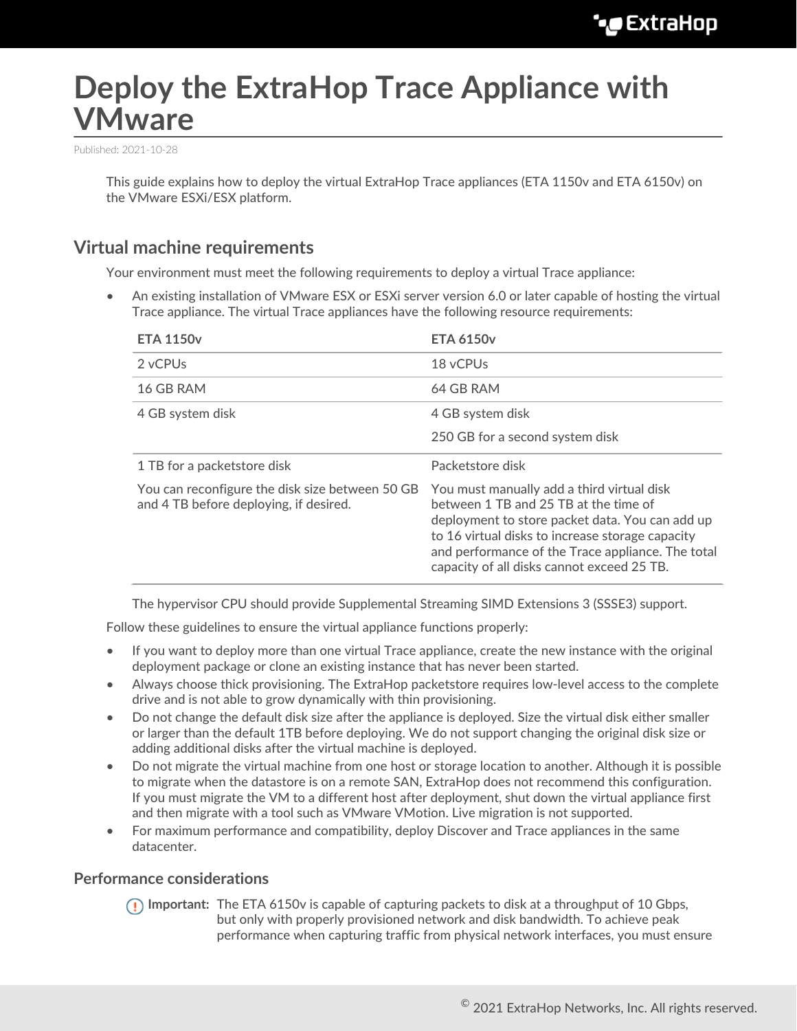# Deploy the ExtraHop Trace Appliance with VMware

Published: 2021-10-28

This guide explains how to deploy the virtual ExtraHop Trace appliances (ETA 1150v and ETA 6150v) on the VMware ESXi/ESX platform.

## Virtual machine requirements

Your environment must meet the following requirements to deploy a virtual Trace appliance:

- An existing installation of VMware ESX or ESXi server version 6.0 or later capable of hosting the virtual Trace appliance. The virtual Trace appliances have the following resource requirements:

| ETA 1150v | ETA 6150v |
| --- | --- |
| 2 vCPUs | 18 vCPUs |
| 16 GB RAM | 64 GB RAM |
| 4 GB system disk | 4 GB system disk<br><br>250 GB for a second system disk |
| 1 TB for a packetstore disk<br><br>You can reconfigure the disk size between 50 GB and 4 TB before deploying, if desired. | Packetstore disk<br><br>You must manually add a third virtual disk between 1 TB and 25 TB at the time of deployment to store packet data. You can add up to 16 virtual disks to increase storage capacity and performance of the Trace appliance. The total capacity of all disks cannot exceed 25 TB. |

  The hypervisor CPU should provide Supplemental Streaming SIMD Extensions 3 (SSSE3) support.

Follow these guidelines to ensure the virtual appliance functions properly:

- If you want to deploy more than one virtual Trace appliance, create the new instance with the original deployment package or clone an existing instance that has never been started.
- Always choose thick provisioning. The ExtraHop packetstore requires low-level access to the complete drive and is not able to grow dynamically with thin provisioning.
- Do not change the default disk size after the appliance is deployed. Size the virtual disk either smaller or larger than the default 1TB before deploying. We do not support changing the original disk size or adding additional disks after the virtual machine is deployed.
- Do not migrate the virtual machine from one host or storage location to another. Although it is possible to migrate when the datastore is on a remote SAN, ExtraHop does not recommend this configuration. If you must migrate the VM to a different host after deployment, shut down the virtual appliance first and then migrate with a tool such as VMware VMotion. Live migration is not supported.
- For maximum performance and compatibility, deploy Discover and Trace appliances in the same datacenter.

### Performance considerations

**Important:** The ETA 6150v is capable of capturing packets to disk at a throughput of 10 Gbps, but only with properly provisioned network and disk bandwidth. To achieve peak performance when capturing traffic from physical network interfaces, you must ensure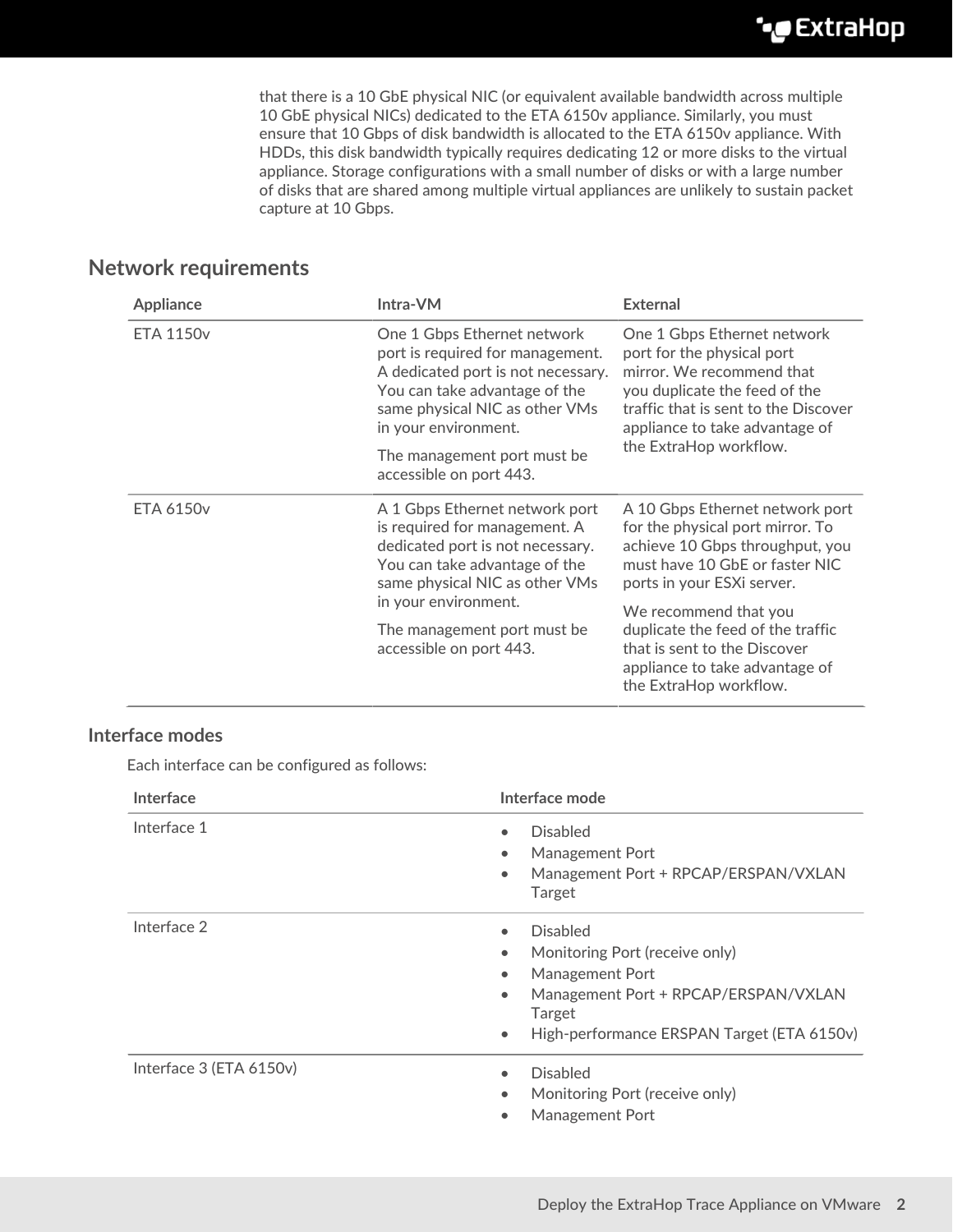that there is a 10 GbE physical NIC (or equivalent available bandwidth across multiple 10 GbE physical NICs) dedicated to the ETA 6150v appliance. Similarly, you must ensure that 10 Gbps of disk bandwidth is allocated to the ETA 6150v appliance. With HDDs, this disk bandwidth typically requires dedicating 12 or more disks to the virtual appliance. Storage configurations with a small number of disks or with a large number of disks that are shared among multiple virtual appliances are unlikely to sustain packet capture at 10 Gbps.

## Network requirements

| Appliance | Intra-VM | External |
| --- | --- | --- |
| ETA 1150v | One 1 Gbps Ethernet network port is required for management. A dedicated port is not necessary. You can take advantage of the same physical NIC as other VMs in your environment.<br><br>The management port must be accessible on port 443. | One 1 Gbps Ethernet network port for the physical port mirror. We recommend that you duplicate the feed of the traffic that is sent to the Discover appliance to take advantage of the ExtraHop workflow. |
| ETA 6150v | A 1 Gbps Ethernet network port is required for management. A dedicated port is not necessary. You can take advantage of the same physical NIC as other VMs in your environment.<br><br>The management port must be accessible on port 443. | A 10 Gbps Ethernet network port for the physical port mirror. To achieve 10 Gbps throughput, you must have 10 GbE or faster NIC ports in your ESXi server.<br><br>We recommend that you duplicate the feed of the traffic that is sent to the Discover appliance to take advantage of the ExtraHop workflow. |

### Interface modes

Each interface can be configured as follows:

| Interface | Interface mode |
| --- | --- |
| Interface 1 | • Disabled<br>• Management Port<br>• Management Port + RPCAP/ERSPAN/VXLAN Target |
| Interface 2 | • Disabled<br>• Monitoring Port (receive only)<br>• Management Port<br>• Management Port + RPCAP/ERSPAN/VXLAN Target<br>• High-performance ERSPAN Target (ETA 6150v) |
| Interface 3 (ETA 6150v) | • Disabled<br>• Monitoring Port (receive only)<br>• Management Port |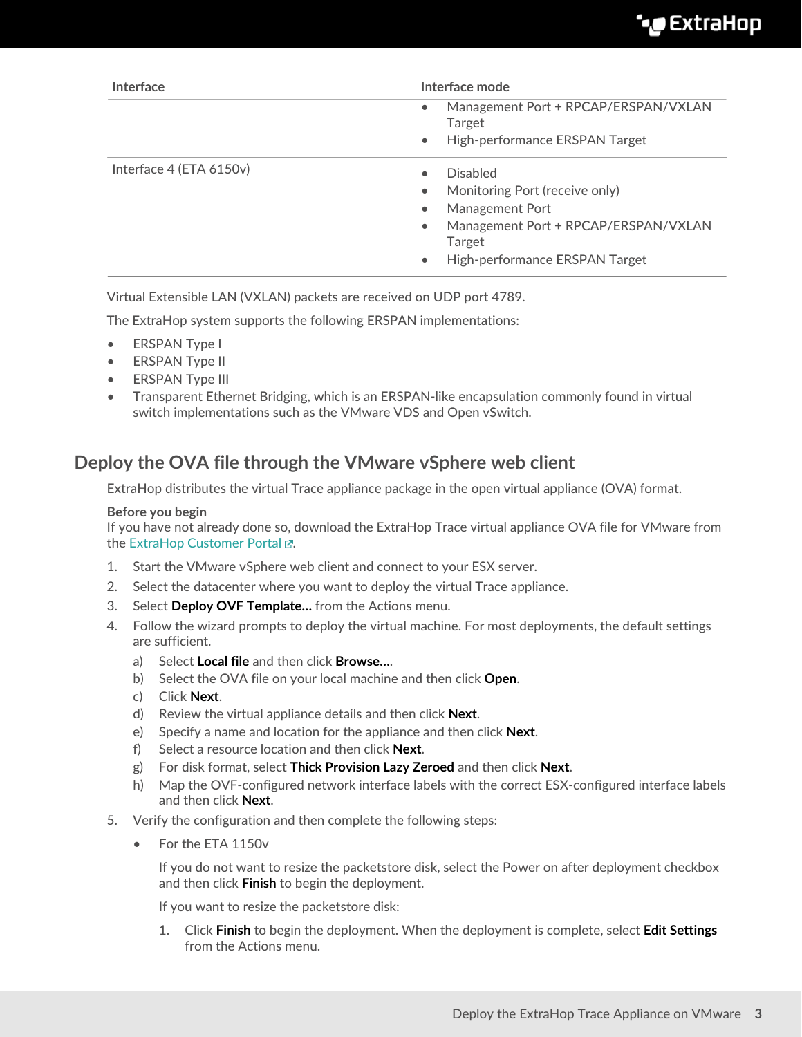| Interface | Interface mode |
|---|---|
| | • Management Port + RPCAP/ERSPAN/VXLAN Target<br>• High-performance ERSPAN Target |
| Interface 4 (ETA 6150v) | • Disabled<br>• Monitoring Port (receive only)<br>• Management Port<br>• Management Port + RPCAP/ERSPAN/VXLAN Target<br>• High-performance ERSPAN Target |

Virtual Extensible LAN (VXLAN) packets are received on UDP port 4789.

The ExtraHop system supports the following ERSPAN implementations:

- ERSPAN Type I
- ERSPAN Type II
- ERSPAN Type III
- Transparent Ethernet Bridging, which is an ERSPAN-like encapsulation commonly found in virtual switch implementations such as the VMware VDS and Open vSwitch.

## Deploy the OVA file through the VMware vSphere web client

ExtraHop distributes the virtual Trace appliance package in the open virtual appliance (OVA) format.

**Before you begin**
If you have not already done so, download the ExtraHop Trace virtual appliance OVA file for VMware from the ExtraHop Customer Portal.

1. Start the VMware vSphere web client and connect to your ESX server.
2. Select the datacenter where you want to deploy the virtual Trace appliance.
3. Select **Deploy OVF Template...** from the Actions menu.
4. Follow the wizard prompts to deploy the virtual machine. For most deployments, the default settings are sufficient.
   a) Select **Local file** and then click **Browse...**.
   b) Select the OVA file on your local machine and then click **Open**.
   c) Click **Next**.
   d) Review the virtual appliance details and then click **Next**.
   e) Specify a name and location for the appliance and then click **Next**.
   f) Select a resource location and then click **Next**.
   g) For disk format, select **Thick Provision Lazy Zeroed** and then click **Next**.
   h) Map the OVF-configured network interface labels with the correct ESX-configured interface labels and then click **Next**.
5. Verify the configuration and then complete the following steps:
   - For the ETA 1150v

     If you do not want to resize the packetstore disk, select the Power on after deployment checkbox and then click **Finish** to begin the deployment.

     If you want to resize the packetstore disk:

     1. Click **Finish** to begin the deployment. When the deployment is complete, select **Edit Settings** from the Actions menu.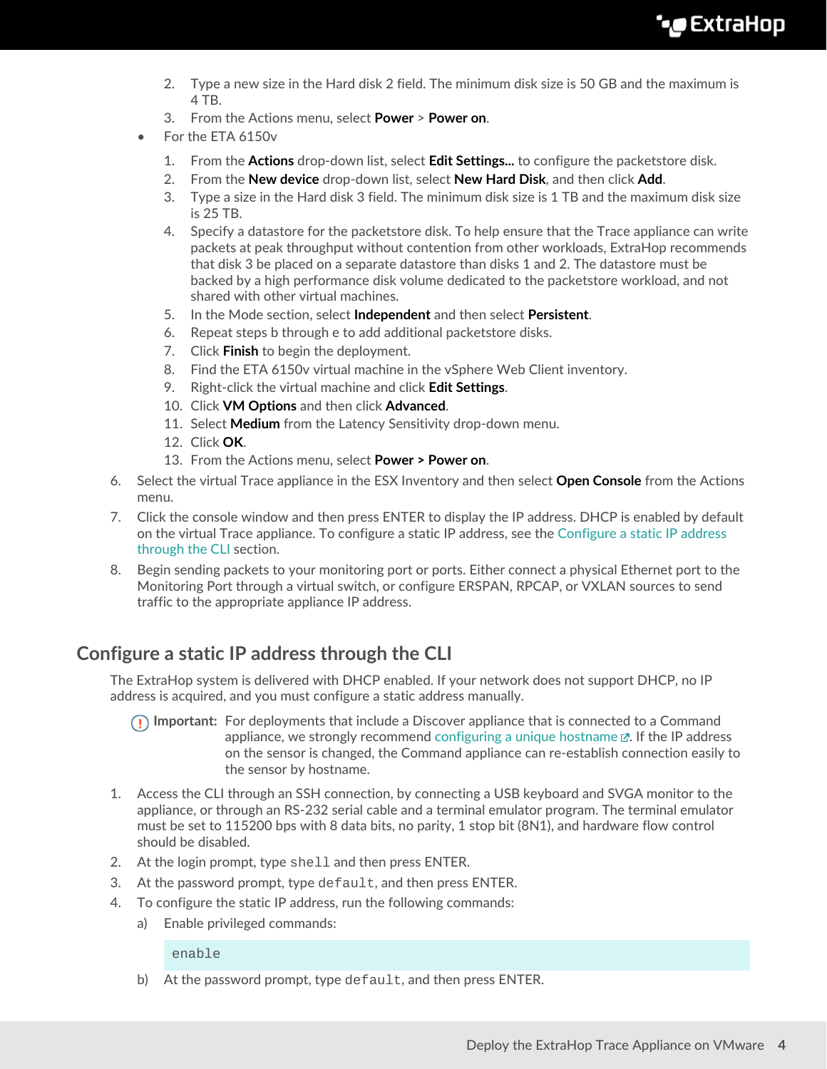2. Type a new size in the Hard disk 2 field. The minimum disk size is 50 GB and the maximum is 4 TB.
3. From the Actions menu, select **Power** > **Power on**.

- For the ETA 6150v
  1. From the **Actions** drop-down list, select **Edit Settings...** to configure the packetstore disk.
  2. From the **New device** drop-down list, select **New Hard Disk**, and then click **Add**.
  3. Type a size in the Hard disk 3 field. The minimum disk size is 1 TB and the maximum disk size is 25 TB.
  4. Specify a datastore for the packetstore disk. To help ensure that the Trace appliance can write packets at peak throughput without contention from other workloads, ExtraHop recommends that disk 3 be placed on a separate datastore than disks 1 and 2. The datastore must be backed by a high performance disk volume dedicated to the packetstore workload, and not shared with other virtual machines.
  5. In the Mode section, select **Independent** and then select **Persistent**.
  6. Repeat steps b through e to add additional packetstore disks.
  7. Click **Finish** to begin the deployment.
  8. Find the ETA 6150v virtual machine in the vSphere Web Client inventory.
  9. Right-click the virtual machine and click **Edit Settings**.
  10. Click **VM Options** and then click **Advanced**.
  11. Select **Medium** from the Latency Sensitivity drop-down menu.
  12. Click **OK**.
  13. From the Actions menu, select **Power > Power on**.

6. Select the virtual Trace appliance in the ESX Inventory and then select **Open Console** from the Actions menu.
7. Click the console window and then press ENTER to display the IP address. DHCP is enabled by default on the virtual Trace appliance. To configure a static IP address, see the Configure a static IP address through the CLI section.
8. Begin sending packets to your monitoring port or ports. Either connect a physical Ethernet port to the Monitoring Port through a virtual switch, or configure ERSPAN, RPCAP, or VXLAN sources to send traffic to the appropriate appliance IP address.

## Configure a static IP address through the CLI

The ExtraHop system is delivered with DHCP enabled. If your network does not support DHCP, no IP address is acquired, and you must configure a static address manually.

> **Important:** For deployments that include a Discover appliance that is connected to a Command appliance, we strongly recommend configuring a unique hostname. If the IP address on the sensor is changed, the Command appliance can re-establish connection easily to the sensor by hostname.

1. Access the CLI through an SSH connection, by connecting a USB keyboard and SVGA monitor to the appliance, or through an RS-232 serial cable and a terminal emulator program. The terminal emulator must be set to 115200 bps with 8 data bits, no parity, 1 stop bit (8N1), and hardware flow control should be disabled.
2. At the login prompt, type `shell` and then press ENTER.
3. At the password prompt, type `default`, and then press ENTER.
4. To configure the static IP address, run the following commands:
   a) Enable privileged commands:

   ```
   enable
   ```

   b) At the password prompt, type `default`, and then press ENTER.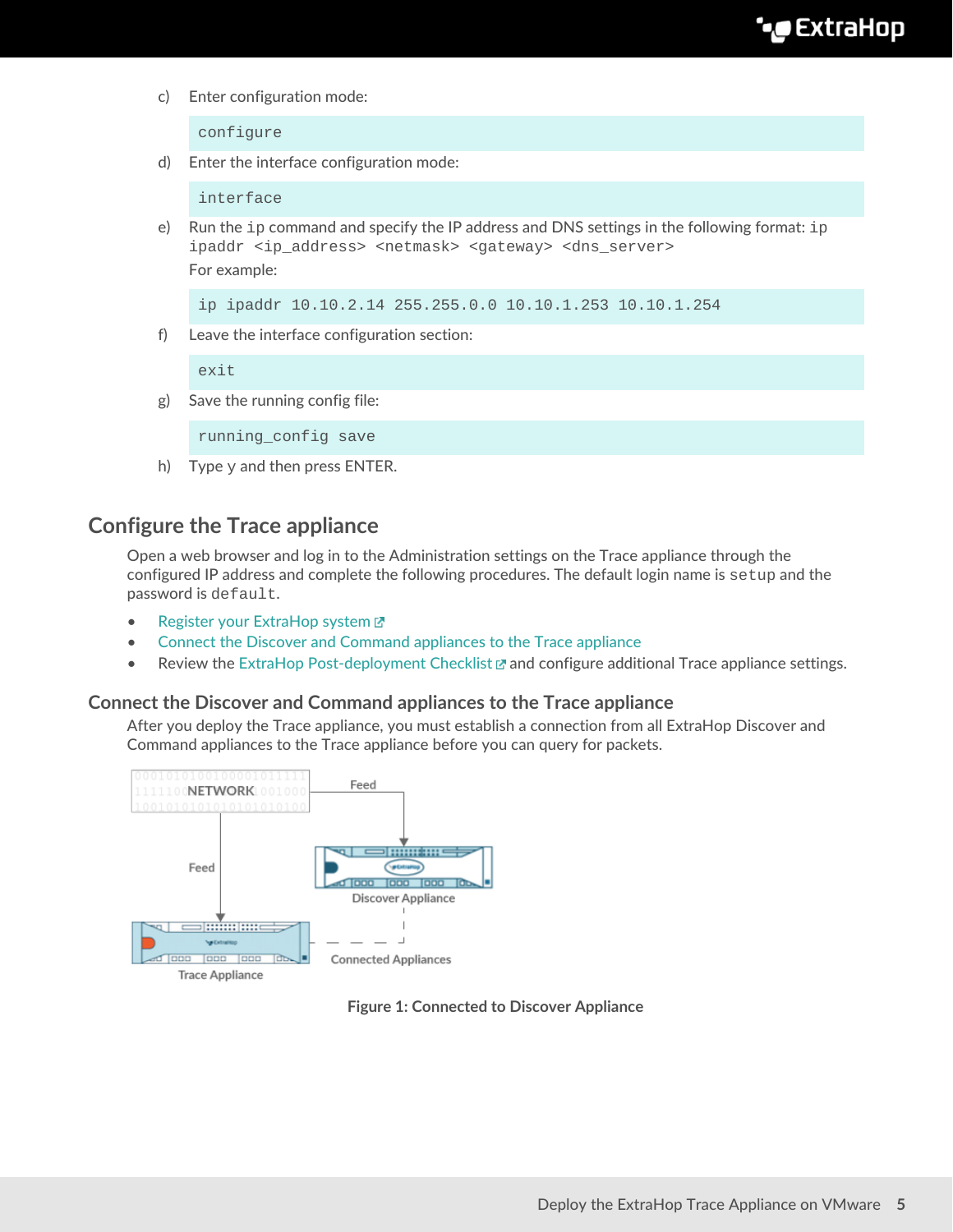c) Enter configuration mode:

```
configure
```

d) Enter the interface configuration mode:

```
interface
```

e) Run the ip command and specify the IP address and DNS settings in the following format: `ip ipaddr <ip_address> <netmask> <gateway> <dns_server>`

For example:

```
ip ipaddr 10.10.2.14 255.255.0.0 10.10.1.253 10.10.1.254
```

f) Leave the interface configuration section:

```
exit
```

g) Save the running config file:

```
running_config save
```

h) Type y and then press ENTER.

## Configure the Trace appliance

Open a web browser and log in to the Administration settings on the Trace appliance through the configured IP address and complete the following procedures. The default login name is `setup` and the password is `default`.

- Register your ExtraHop system
- Connect the Discover and Command appliances to the Trace appliance
- Review the ExtraHop Post-deployment Checklist and configure additional Trace appliance settings.

### Connect the Discover and Command appliances to the Trace appliance

After you deploy the Trace appliance, you must establish a connection from all ExtraHop Discover and Command appliances to the Trace appliance before you can query for packets.

**Figure 1: Connected to Discover Appliance**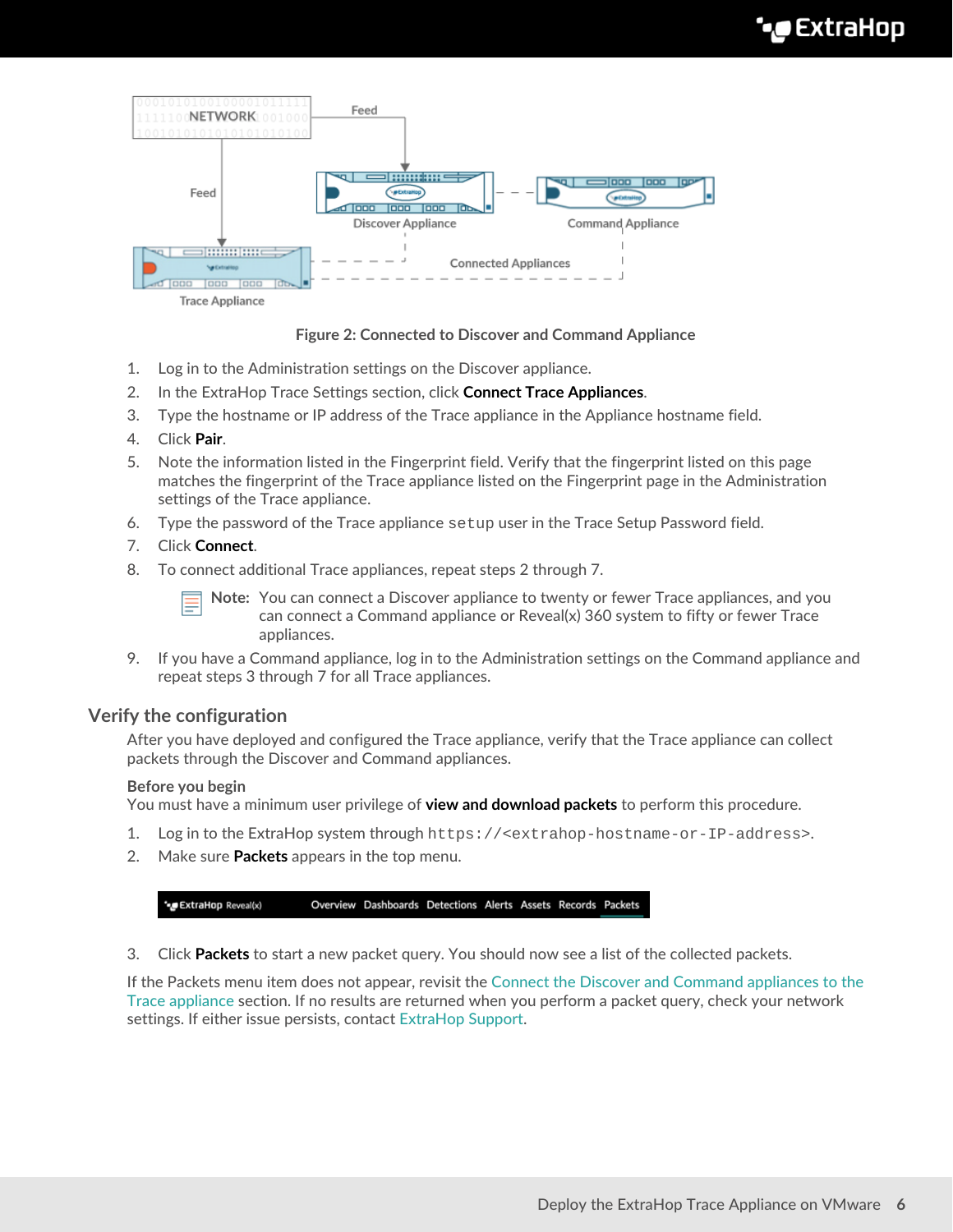Figure 2: Connected to Discover and Command Appliance

1. Log in to the Administration settings on the Discover appliance.
2. In the ExtraHop Trace Settings section, click **Connect Trace Appliances**.
3. Type the hostname or IP address of the Trace appliance in the Appliance hostname field.
4. Click **Pair**.
5. Note the information listed in the Fingerprint field. Verify that the fingerprint listed on this page matches the fingerprint of the Trace appliance listed on the Fingerprint page in the Administration settings of the Trace appliance.
6. Type the password of the Trace appliance `setup` user in the Trace Setup Password field.
7. Click **Connect**.
8. To connect additional Trace appliances, repeat steps 2 through 7.

   **Note:** You can connect a Discover appliance to twenty or fewer Trace appliances, and you can connect a Command appliance or Reveal(x) 360 system to fifty or fewer Trace appliances.

9. If you have a Command appliance, log in to the Administration settings on the Command appliance and repeat steps 3 through 7 for all Trace appliances.

## Verify the configuration

After you have deployed and configured the Trace appliance, verify that the Trace appliance can collect packets through the Discover and Command appliances.

**Before you begin**

You must have a minimum user privilege of **view and download packets** to perform this procedure.

1. Log in to the ExtraHop system through `https://<extrahop-hostname-or-IP-address>`.
2. Make sure **Packets** appears in the top menu.

ExtraHop Reveal(x) Overview Dashboards Detections Alerts Assets Records Packets

3. Click **Packets** to start a new packet query. You should now see a list of the collected packets.

If the Packets menu item does not appear, revisit the Connect the Discover and Command appliances to the Trace appliance section. If no results are returned when you perform a packet query, check your network settings. If either issue persists, contact ExtraHop Support.